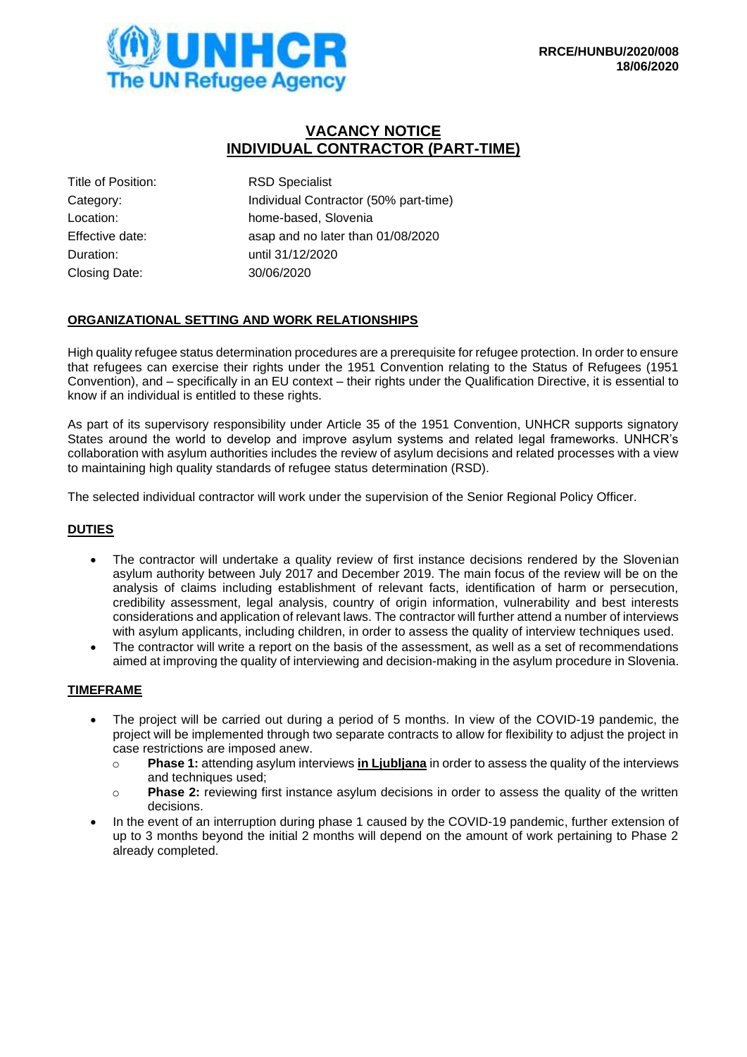RRCE/HUNBU/2020/008
18/06/2020

# VACANCY NOTICE
# INDIVIDUAL CONTRACTOR (PART-TIME)

| | |
|---|---|
| Title of Position: | RSD Specialist |
| Category: | Individual Contractor (50% part-time) |
| Location: | home-based, Slovenia |
| Effective date: | asap and no later than 01/08/2020 |
| Duration: | until 31/12/2020 |
| Closing Date: | 30/06/2020 |

## ORGANIZATIONAL SETTING AND WORK RELATIONSHIPS

High quality refugee status determination procedures are a prerequisite for refugee protection. In order to ensure that refugees can exercise their rights under the 1951 Convention relating to the Status of Refugees (1951 Convention), and – specifically in an EU context – their rights under the Qualification Directive, it is essential to know if an individual is entitled to these rights.

As part of its supervisory responsibility under Article 35 of the 1951 Convention, UNHCR supports signatory States around the world to develop and improve asylum systems and related legal frameworks. UNHCR's collaboration with asylum authorities includes the review of asylum decisions and related processes with a view to maintaining high quality standards of refugee status determination (RSD).

The selected individual contractor will work under the supervision of the Senior Regional Policy Officer.

## DUTIES

- The contractor will undertake a quality review of first instance decisions rendered by the Slovenian asylum authority between July 2017 and December 2019. The main focus of the review will be on the analysis of claims including establishment of relevant facts, identification of harm or persecution, credibility assessment, legal analysis, country of origin information, vulnerability and best interests considerations and application of relevant laws. The contractor will further attend a number of interviews with asylum applicants, including children, in order to assess the quality of interview techniques used.
- The contractor will write a report on the basis of the assessment, as well as a set of recommendations aimed at improving the quality of interviewing and decision-making in the asylum procedure in Slovenia.

## TIMEFRAME

- The project will be carried out during a period of 5 months. In view of the COVID-19 pandemic, the project will be implemented through two separate contracts to allow for flexibility to adjust the project in case restrictions are imposed anew.
  - **Phase 1:** attending asylum interviews **in Ljubljana** in order to assess the quality of the interviews and techniques used;
  - **Phase 2:** reviewing first instance asylum decisions in order to assess the quality of the written decisions.
- In the event of an interruption during phase 1 caused by the COVID-19 pandemic, further extension of up to 3 months beyond the initial 2 months will depend on the amount of work pertaining to Phase 2 already completed.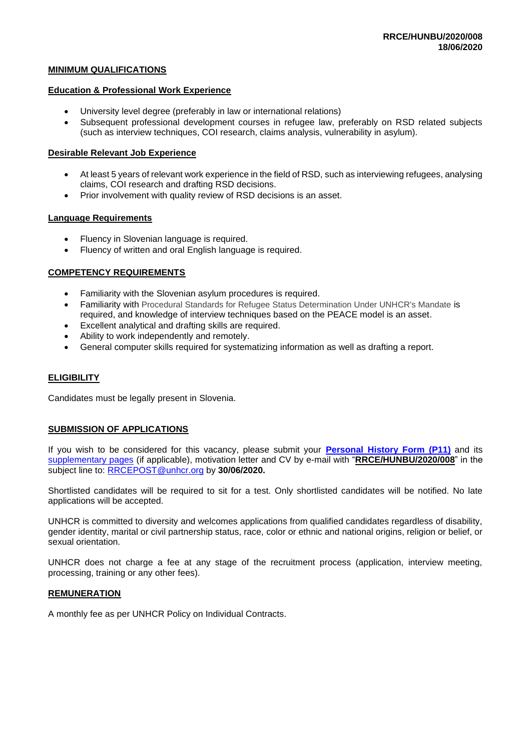**RRCE/HUNBU/2020/008**
**18/06/2020**

## MINIMUM QUALIFICATIONS

### Education & Professional Work Experience

- University level degree (preferably in law or international relations)
- Subsequent professional development courses in refugee law, preferably on RSD related subjects (such as interview techniques, COI research, claims analysis, vulnerability in asylum).

### Desirable Relevant Job Experience

- At least 5 years of relevant work experience in the field of RSD, such as interviewing refugees, analysing claims, COI research and drafting RSD decisions.
- Prior involvement with quality review of RSD decisions is an asset.

### Language Requirements

- Fluency in Slovenian language is required.
- Fluency of written and oral English language is required.

## COMPETENCY REQUIREMENTS

- Familiarity with the Slovenian asylum procedures is required.
- Familiarity with Procedural Standards for Refugee Status Determination Under UNHCR's Mandate is required, and knowledge of interview techniques based on the PEACE model is an asset.
- Excellent analytical and drafting skills are required.
- Ability to work independently and remotely.
- General computer skills required for systematizing information as well as drafting a report.

## ELIGIBILITY

Candidates must be legally present in Slovenia.

## SUBMISSION OF APPLICATIONS

If you wish to be considered for this vacancy, please submit your **Personal History Form (P11)** and its supplementary pages (if applicable), motivation letter and CV by e-mail with "**RRCE/HUNBU/2020/008**" in the subject line to: RRCEPOST@unhcr.org by **30/06/2020.**

Shortlisted candidates will be required to sit for a test. Only shortlisted candidates will be notified. No late applications will be accepted.

UNHCR is committed to diversity and welcomes applications from qualified candidates regardless of disability, gender identity, marital or civil partnership status, race, color or ethnic and national origins, religion or belief, or sexual orientation.

UNHCR does not charge a fee at any stage of the recruitment process (application, interview meeting, processing, training or any other fees).

## REMUNERATION

A monthly fee as per UNHCR Policy on Individual Contracts.